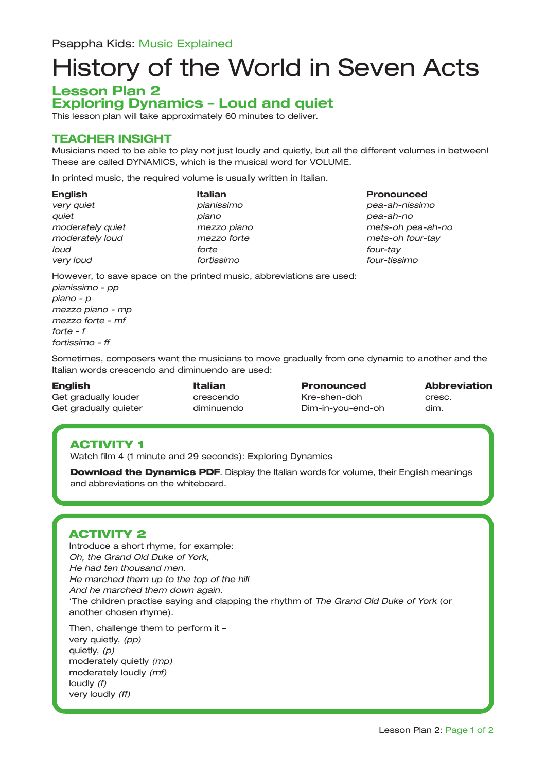Psappha Kids: Music Explained

# History of the World in Seven Acts

## Lesson Plan 2
## Exploring Dynamics – Loud and quiet

This lesson plan will take approximately 60 minutes to deliver.

### TEACHER INSIGHT

Musicians need to be able to play not just loudly and quietly, but all the different volumes in between! These are called DYNAMICS, which is the musical word for VOLUME.

In printed music, the required volume is usually written in Italian.

| English | Italian | Pronounced |
|---|---|---|
| *very quiet* | *pianissimo* | *pea-ah-nissimo* |
| *quiet* | *piano* | *pea-ah-no* |
| *moderately quiet* | *mezzo piano* | *mets-oh pea-ah-no* |
| *moderately loud* | *mezzo forte* | *mets-oh four-tay* |
| *loud* | *forte* | *four-tay* |
| *very loud* | *fortissimo* | *four-tissimo* |

However, to save space on the printed music, abbreviations are used:
*pianissimo - pp*
*piano - p*
*mezzo piano - mp*
*mezzo forte - mf*
*forte - f*
*fortissimo - ff*

Sometimes, composers want the musicians to move gradually from one dynamic to another and the Italian words crescendo and diminuendo are used:

| English | Italian | Pronounced | Abbreviation |
|---|---|---|---|
| Get gradually louder | crescendo | Kre-shen-doh | cresc. |
| Get gradually quieter | diminuendo | Dim-in-you-end-oh | dim. |

### ACTIVITY 1

Watch film 4 (1 minute and 29 seconds): Exploring Dynamics

**Download the Dynamics PDF**. Display the Italian words for volume, their English meanings and abbreviations on the whiteboard.

### ACTIVITY 2

Introduce a short rhyme, for example:
*Oh, the Grand Old Duke of York,*
*He had ten thousand men.*
*He marched them up to the top of the hill*
*And he marched them down again.*
'The children practise saying and clapping the rhythm of *The Grand Old Duke of York* (or another chosen rhyme).

Then, challenge them to perform it –
very quietly, *(pp)*
quietly, *(p)*
moderately quietly *(mp)*
moderately loudly *(mf)*
loudly *(f)*
very loudly *(ff)*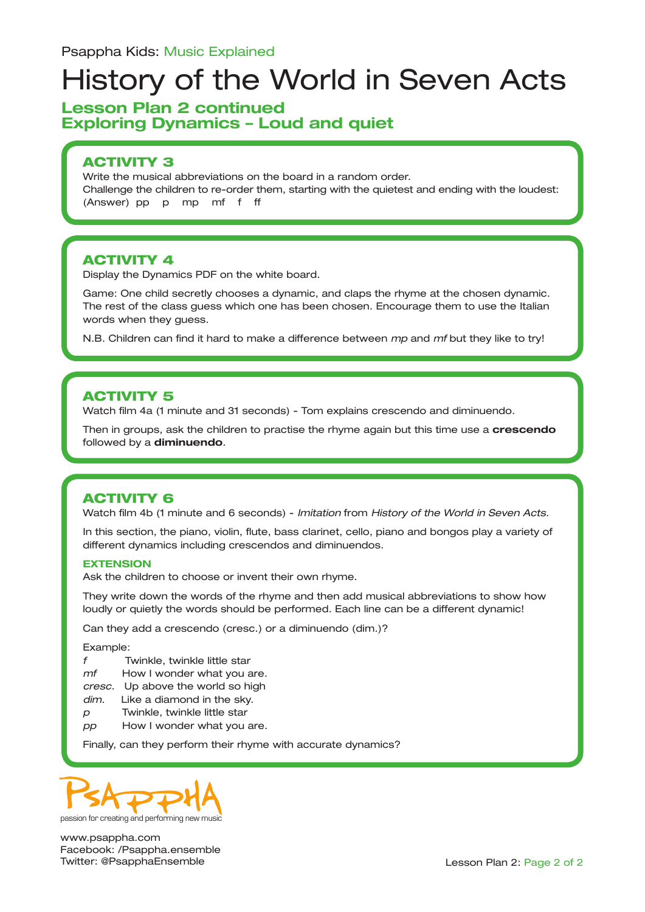Psappha Kids: Music Explained

# History of the World in Seven Acts

## Lesson Plan 2 continued
## Exploring Dynamics – Loud and quiet

### ACTIVITY 3

Write the musical abbreviations on the board in a random order.
Challenge the children to re-order them, starting with the quietest and ending with the loudest:
(Answer) pp p mp mf f ff

### ACTIVITY 4

Display the Dynamics PDF on the white board.

Game: One child secretly chooses a dynamic, and claps the rhyme at the chosen dynamic. The rest of the class guess which one has been chosen. Encourage them to use the Italian words when they guess.

N.B. Children can find it hard to make a difference between *mp* and *mf* but they like to try!

### ACTIVITY 5

Watch film 4a (1 minute and 31 seconds) - Tom explains crescendo and diminuendo.

Then in groups, ask the children to practise the rhyme again but this time use a **crescendo** followed by a **diminuendo**.

### ACTIVITY 6

Watch film 4b (1 minute and 6 seconds) - *Imitation* from *History of the World in Seven Acts.*

In this section, the piano, violin, flute, bass clarinet, cello, piano and bongos play a variety of different dynamics including crescendos and diminuendos.

#### EXTENSION

Ask the children to choose or invent their own rhyme.

They write down the words of the rhyme and then add musical abbreviations to show how loudly or quietly the words should be performed. Each line can be a different dynamic!

Can they add a crescendo (cresc.) or a diminuendo (dim.)?

Example:
*f* Twinkle, twinkle little star
*mf* How I wonder what you are.
*cresc.* Up above the world so high
*dim.* Like a diamond in the sky.
*p* Twinkle, twinkle little star
*pp* How I wonder what you are.

Finally, can they perform their rhyme with accurate dynamics?

PSAPPHA
passion for creating and performing new music

www.psappha.com
Facebook: /Psappha.ensemble
Twitter: @PsapphaEnsemble